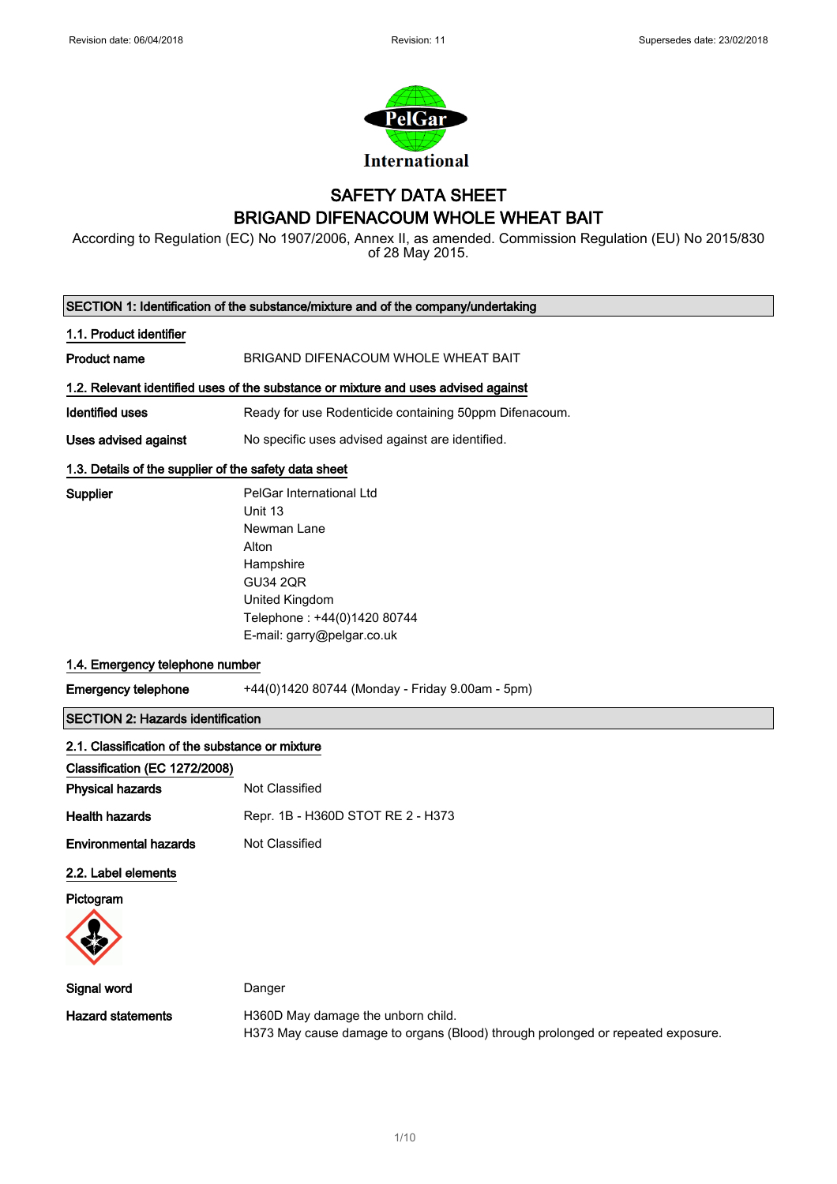Revision date: 06/04/2018 Revision: 11 Supersedes date: 23/02/2018

# SAFETY DATA SHEET
# BRIGAND DIFENACOUM WHOLE WHEAT BAIT

According to Regulation (EC) No 1907/2006, Annex II, as amended. Commission Regulation (EU) No 2015/830 of 28 May 2015.

## SECTION 1: Identification of the substance/mixture and of the company/undertaking

### 1.1. Product identifier

**Product name** BRIGAND DIFENACOUM WHOLE WHEAT BAIT

### 1.2. Relevant identified uses of the substance or mixture and uses advised against

**Identified uses** Ready for use Rodenticide containing 50ppm Difenacoum.

**Uses advised against** No specific uses advised against are identified.

### 1.3. Details of the supplier of the safety data sheet

**Supplier**
PelGar International Ltd
Unit 13
Newman Lane
Alton
Hampshire
GU34 2QR
United Kingdom
Telephone : +44(0)1420 80744
E-mail: garry@pelgar.co.uk

### 1.4. Emergency telephone number

**Emergency telephone** +44(0)1420 80744 (Monday - Friday 9.00am - 5pm)

## SECTION 2: Hazards identification

### 2.1. Classification of the substance or mixture

**Classification (EC 1272/2008)**

**Physical hazards** Not Classified

**Health hazards** Repr. 1B - H360D STOT RE 2 - H373

**Environmental hazards** Not Classified

### 2.2. Label elements

**Pictogram**

**Signal word** Danger

**Hazard statements**
H360D May damage the unborn child.
H373 May cause damage to organs (Blood) through prolonged or repeated exposure.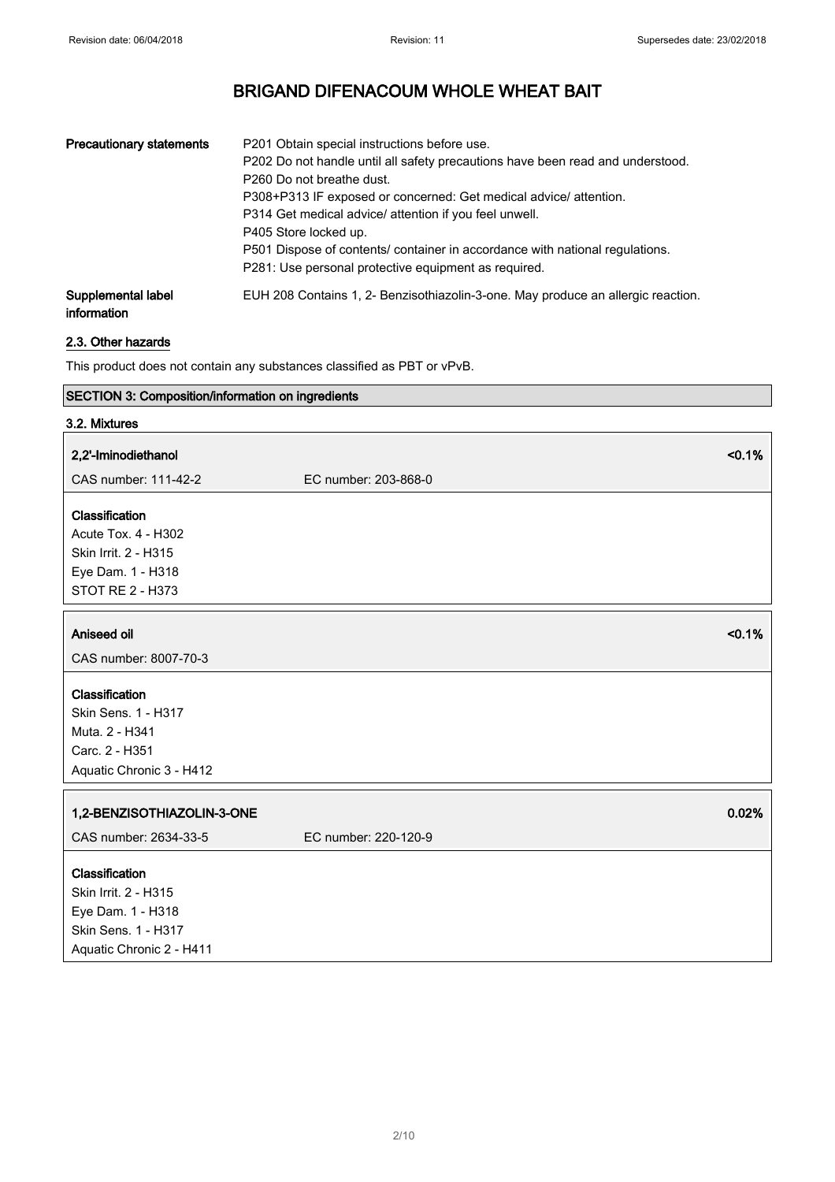| | |
|---|---|
| **Precautionary statements** | P201 Obtain special instructions before use.<br>P202 Do not handle until all safety precautions have been read and understood.<br>P260 Do not breathe dust.<br>P308+P313 IF exposed or concerned: Get medical advice/ attention.<br>P314 Get medical advice/ attention if you feel unwell.<br>P405 Store locked up.<br>P501 Dispose of contents/ container in accordance with national regulations.<br>P281: Use personal protective equipment as required. |
| **Supplemental label information** | EUH 208 Contains 1, 2- Benzisothiazolin-3-one. May produce an allergic reaction. |

### 2.3. Other hazards

This product does not contain any substances classified as PBT or vPvB.

## SECTION 3: Composition/information on ingredients

### 3.2. Mixtures

**2,2'-Iminodiethanol** — <0.1%

CAS number: 111-42-2 &nbsp;&nbsp;&nbsp; EC number: 203-868-0

**Classification**
Acute Tox. 4 - H302
Skin Irrit. 2 - H315
Eye Dam. 1 - H318
STOT RE 2 - H373

**Aniseed oil** — <0.1%

CAS number: 8007-70-3

**Classification**
Skin Sens. 1 - H317
Muta. 2 - H341
Carc. 2 - H351
Aquatic Chronic 3 - H412

**1,2-BENZISOTHIAZOLIN-3-ONE** — 0.02%

CAS number: 2634-33-5 &nbsp;&nbsp;&nbsp; EC number: 220-120-9

**Classification**
Skin Irrit. 2 - H315
Eye Dam. 1 - H318
Skin Sens. 1 - H317
Aquatic Chronic 2 - H411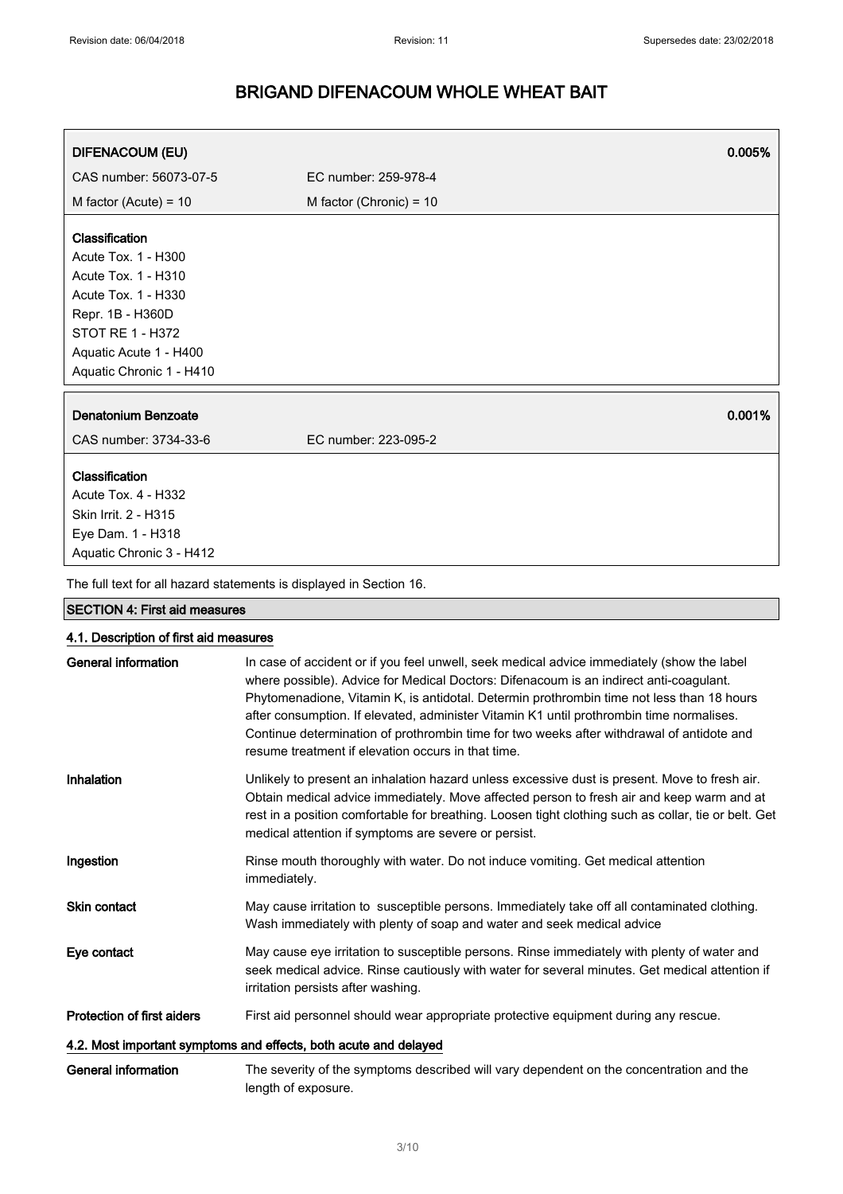# BRIGAND DIFENACOUM WHOLE WHEAT BAIT

| DIFENACOUM (EU) | | 0.005% |
|---|---|---|
| CAS number: 56073-07-5 | EC number: 259-978-4 | |
| M factor (Acute) = 10 | M factor (Chronic) = 10 | |

**Classification**
Acute Tox. 1 - H300
Acute Tox. 1 - H310
Acute Tox. 1 - H330
Repr. 1B - H360D
STOT RE 1 - H372
Aquatic Acute 1 - H400
Aquatic Chronic 1 - H410

| Denatonium Benzoate | | 0.001% |
|---|---|---|
| CAS number: 3734-33-6 | EC number: 223-095-2 | |

**Classification**
Acute Tox. 4 - H332
Skin Irrit. 2 - H315
Eye Dam. 1 - H318
Aquatic Chronic 3 - H412

The full text for all hazard statements is displayed in Section 16.

## SECTION 4: First aid measures

### 4.1. Description of first aid measures

**General information**
In case of accident or if you feel unwell, seek medical advice immediately (show the label where possible). Advice for Medical Doctors: Difenacoum is an indirect anti-coagulant. Phytomenadione, Vitamin K, is antidotal. Determin prothrombin time not less than 18 hours after consumption. If elevated, administer Vitamin K1 until prothrombin time normalises. Continue determination of prothrombin time for two weeks after withdrawal of antidote and resume treatment if elevation occurs in that time.

**Inhalation**
Unlikely to present an inhalation hazard unless excessive dust is present. Move to fresh air. Obtain medical advice immediately. Move affected person to fresh air and keep warm and at rest in a position comfortable for breathing. Loosen tight clothing such as collar, tie or belt. Get medical attention if symptoms are severe or persist.

**Ingestion**
Rinse mouth thoroughly with water. Do not induce vomiting. Get medical attention immediately.

**Skin contact**
May cause irritation to susceptible persons. Immediately take off all contaminated clothing. Wash immediately with plenty of soap and water and seek medical advice

**Eye contact**
May cause eye irritation to susceptible persons. Rinse immediately with plenty of water and seek medical advice. Rinse cautiously with water for several minutes. Get medical attention if irritation persists after washing.

**Protection of first aiders**
First aid personnel should wear appropriate protective equipment during any rescue.

### 4.2. Most important symptoms and effects, both acute and delayed

**General information**
The severity of the symptoms described will vary dependent on the concentration and the length of exposure.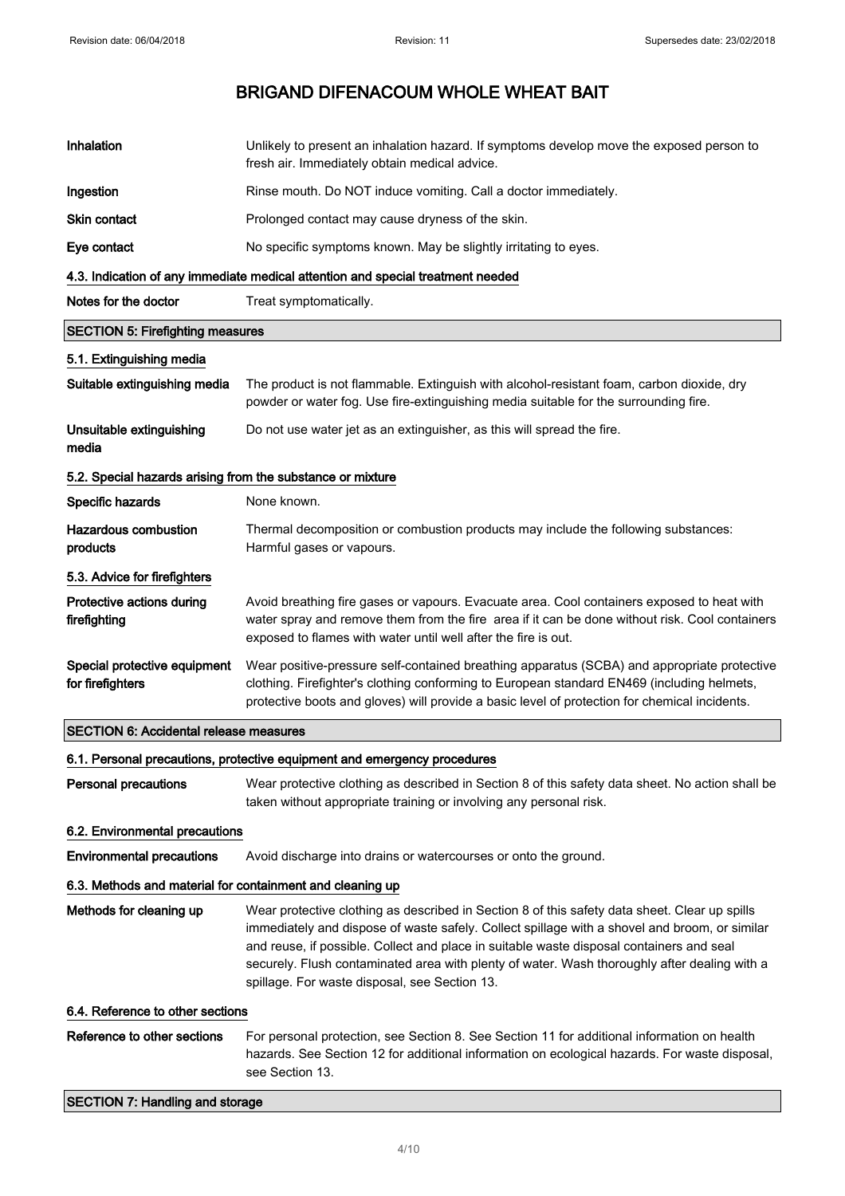# BRIGAND DIFENACOUM WHOLE WHEAT BAIT

| | |
|---|---|
| **Inhalation** | Unlikely to present an inhalation hazard. If symptoms develop move the exposed person to fresh air. Immediately obtain medical advice. |
| **Ingestion** | Rinse mouth. Do NOT induce vomiting. Call a doctor immediately. |
| **Skin contact** | Prolonged contact may cause dryness of the skin. |
| **Eye contact** | No specific symptoms known. May be slightly irritating to eyes. |

### 4.3. Indication of any immediate medical attention and special treatment needed

| | |
|---|---|
| **Notes for the doctor** | Treat symptomatically. |

## SECTION 5: Firefighting measures

### 5.1. Extinguishing media

| | |
|---|---|
| **Suitable extinguishing media** | The product is not flammable. Extinguish with alcohol-resistant foam, carbon dioxide, dry powder or water fog. Use fire-extinguishing media suitable for the surrounding fire. |
| **Unsuitable extinguishing media** | Do not use water jet as an extinguisher, as this will spread the fire. |

### 5.2. Special hazards arising from the substance or mixture

| | |
|---|---|
| **Specific hazards** | None known. |
| **Hazardous combustion products** | Thermal decomposition or combustion products may include the following substances: Harmful gases or vapours. |

### 5.3. Advice for firefighters

| | |
|---|---|
| **Protective actions during firefighting** | Avoid breathing fire gases or vapours. Evacuate area. Cool containers exposed to heat with water spray and remove them from the fire area if it can be done without risk. Cool containers exposed to flames with water until well after the fire is out. |
| **Special protective equipment for firefighters** | Wear positive-pressure self-contained breathing apparatus (SCBA) and appropriate protective clothing. Firefighter's clothing conforming to European standard EN469 (including helmets, protective boots and gloves) will provide a basic level of protection for chemical incidents. |

## SECTION 6: Accidental release measures

### 6.1. Personal precautions, protective equipment and emergency procedures

| | |
|---|---|
| **Personal precautions** | Wear protective clothing as described in Section 8 of this safety data sheet. No action shall be taken without appropriate training or involving any personal risk. |

### 6.2. Environmental precautions

| | |
|---|---|
| **Environmental precautions** | Avoid discharge into drains or watercourses or onto the ground. |

### 6.3. Methods and material for containment and cleaning up

| | |
|---|---|
| **Methods for cleaning up** | Wear protective clothing as described in Section 8 of this safety data sheet. Clear up spills immediately and dispose of waste safely. Collect spillage with a shovel and broom, or similar and reuse, if possible. Collect and place in suitable waste disposal containers and seal securely. Flush contaminated area with plenty of water. Wash thoroughly after dealing with a spillage. For waste disposal, see Section 13. |

### 6.4. Reference to other sections

| | |
|---|---|
| **Reference to other sections** | For personal protection, see Section 8. See Section 11 for additional information on health hazards. See Section 12 for additional information on ecological hazards. For waste disposal, see Section 13. |

## SECTION 7: Handling and storage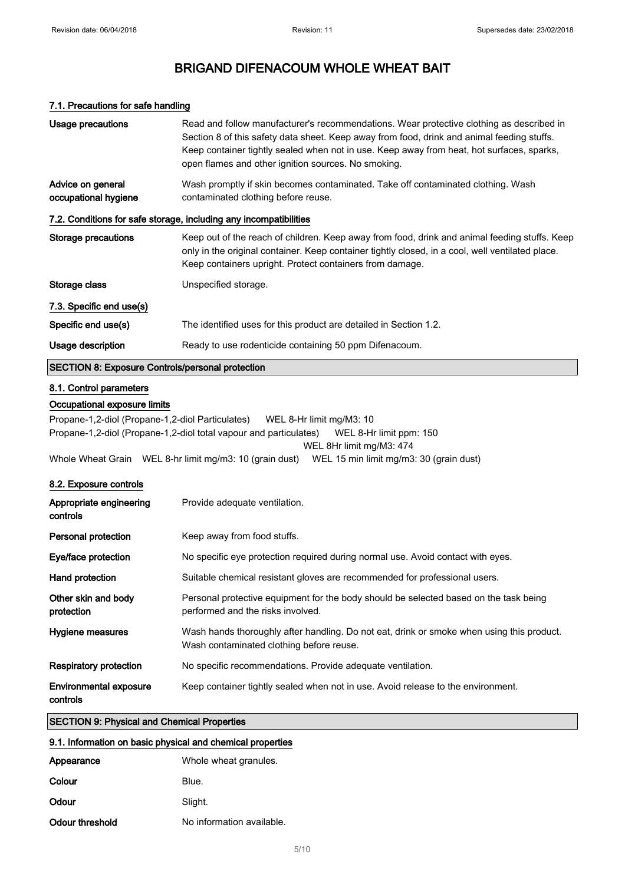# BRIGAND DIFENACOUM WHOLE WHEAT BAIT

### 7.1. Precautions for safe handling

| | |
|---|---|
| **Usage precautions** | Read and follow manufacturer's recommendations. Wear protective clothing as described in Section 8 of this safety data sheet. Keep away from food, drink and animal feeding stuffs. Keep container tightly sealed when not in use. Keep away from heat, hot surfaces, sparks, open flames and other ignition sources. No smoking. |
| **Advice on general occupational hygiene** | Wash promptly if skin becomes contaminated. Take off contaminated clothing. Wash contaminated clothing before reuse. |

### 7.2. Conditions for safe storage, including any incompatibilities

| | |
|---|---|
| **Storage precautions** | Keep out of the reach of children. Keep away from food, drink and animal feeding stuffs. Keep only in the original container. Keep container tightly closed, in a cool, well ventilated place. Keep containers upright. Protect containers from damage. |
| **Storage class** | Unspecified storage. |

### 7.3. Specific end use(s)

| | |
|---|---|
| **Specific end use(s)** | The identified uses for this product are detailed in Section 1.2. |
| **Usage description** | Ready to use rodenticide containing 50 ppm Difenacoum. |

## SECTION 8: Exposure Controls/personal protection

### 8.1. Control parameters

**Occupational exposure limits**

Propane-1,2-diol (Propane-1,2-diol Particulates) WEL 8-Hr limit mg/M3: 10

Propane-1,2-diol (Propane-1,2-diol total vapour and particulates) WEL 8-Hr limit ppm: 150
WEL 8Hr limit mg/M3: 474

Whole Wheat Grain WEL 8-hr limit mg/m3: 10 (grain dust) WEL 15 min limit mg/m3: 30 (grain dust)

### 8.2. Exposure controls

| | |
|---|---|
| **Appropriate engineering controls** | Provide adequate ventilation. |
| **Personal protection** | Keep away from food stuffs. |
| **Eye/face protection** | No specific eye protection required during normal use. Avoid contact with eyes. |
| **Hand protection** | Suitable chemical resistant gloves are recommended for professional users. |
| **Other skin and body protection** | Personal protective equipment for the body should be selected based on the task being performed and the risks involved. |
| **Hygiene measures** | Wash hands thoroughly after handling. Do not eat, drink or smoke when using this product. Wash contaminated clothing before reuse. |
| **Respiratory protection** | No specific recommendations. Provide adequate ventilation. |
| **Environmental exposure controls** | Keep container tightly sealed when not in use. Avoid release to the environment. |

## SECTION 9: Physical and Chemical Properties

### 9.1. Information on basic physical and chemical properties

| | |
|---|---|
| **Appearance** | Whole wheat granules. |
| **Colour** | Blue. |
| **Odour** | Slight. |
| **Odour threshold** | No information available. |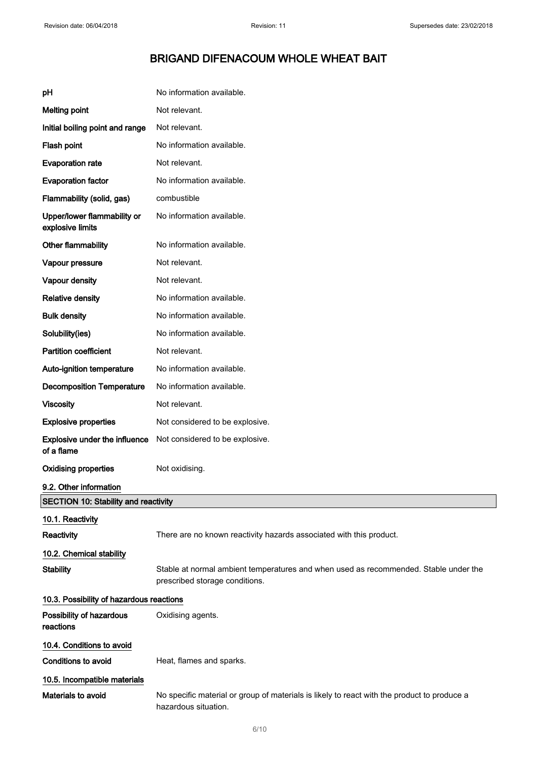| | |
|---|---|
| **pH** | No information available. |
| **Melting point** | Not relevant. |
| **Initial boiling point and range** | Not relevant. |
| **Flash point** | No information available. |
| **Evaporation rate** | Not relevant. |
| **Evaporation factor** | No information available. |
| **Flammability (solid, gas)** | combustible |
| **Upper/lower flammability or explosive limits** | No information available. |
| **Other flammability** | No information available. |
| **Vapour pressure** | Not relevant. |
| **Vapour density** | Not relevant. |
| **Relative density** | No information available. |
| **Bulk density** | No information available. |
| **Solubility(ies)** | No information available. |
| **Partition coefficient** | Not relevant. |
| **Auto-ignition temperature** | No information available. |
| **Decomposition Temperature** | No information available. |
| **Viscosity** | Not relevant. |
| **Explosive properties** | Not considered to be explosive. |
| **Explosive under the influence of a flame** | Not considered to be explosive. |
| **Oxidising properties** | Not oxidising. |

### 9.2. Other information

## SECTION 10: Stability and reactivity

### 10.1. Reactivity

**Reactivity** There are no known reactivity hazards associated with this product.

### 10.2. Chemical stability

**Stability** Stable at normal ambient temperatures and when used as recommended. Stable under the prescribed storage conditions.

### 10.3. Possibility of hazardous reactions

**Possibility of hazardous reactions** Oxidising agents.

### 10.4. Conditions to avoid

**Conditions to avoid** Heat, flames and sparks.

### 10.5. Incompatible materials

**Materials to avoid** No specific material or group of materials is likely to react with the product to produce a hazardous situation.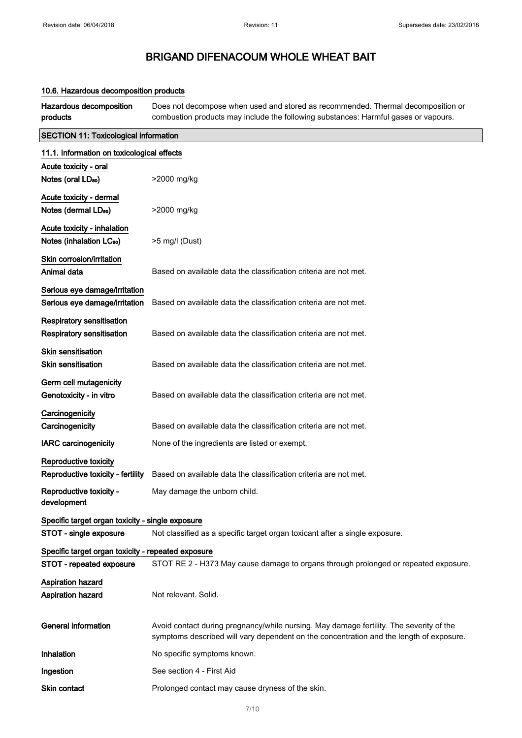# BRIGAND DIFENACOUM WHOLE WHEAT BAIT

### 10.6. Hazardous decomposition products

**Hazardous decomposition products** Does not decompose when used and stored as recommended. Thermal decomposition or combustion products may include the following substances: Harmful gases or vapours.

## SECTION 11: Toxicological information

### 11.1. Information on toxicological effects

**Acute toxicity - oral**

**Notes (oral $LD_{50}$)** >2000 mg/kg

**Acute toxicity - dermal**

**Notes (dermal $LD_{50}$)** >2000 mg/kg

**Acute toxicity - inhalation**

**Notes (inhalation $LC_{50}$)** >5 mg/l (Dust)

**Skin corrosion/irritation**

**Animal data** Based on available data the classification criteria are not met.

**Serious eye damage/irritation**

**Serious eye damage/irritation** Based on available data the classification criteria are not met.

**Respiratory sensitisation**

**Respiratory sensitisation** Based on available data the classification criteria are not met.

**Skin sensitisation**

**Skin sensitisation** Based on available data the classification criteria are not met.

**Germ cell mutagenicity**

**Genotoxicity - in vitro** Based on available data the classification criteria are not met.

**Carcinogenicity**

**Carcinogenicity** Based on available data the classification criteria are not met.

**IARC carcinogenicity** None of the ingredients are listed or exempt.

**Reproductive toxicity**

**Reproductive toxicity - fertility** Based on available data the classification criteria are not met.

**Reproductive toxicity - development** May damage the unborn child.

**Specific target organ toxicity - single exposure**

**STOT - single exposure** Not classified as a specific target organ toxicant after a single exposure.

**Specific target organ toxicity - repeated exposure**

**STOT - repeated exposure** STOT RE 2 - H373 May cause damage to organs through prolonged or repeated exposure.

**Aspiration hazard**

**Aspiration hazard** Not relevant. Solid.

**General information** Avoid contact during pregnancy/while nursing. May damage fertility. The severity of the symptoms described will vary dependent on the concentration and the length of exposure.

**Inhalation** No specific symptoms known.

**Ingestion** See section 4 - First Aid

**Skin contact** Prolonged contact may cause dryness of the skin.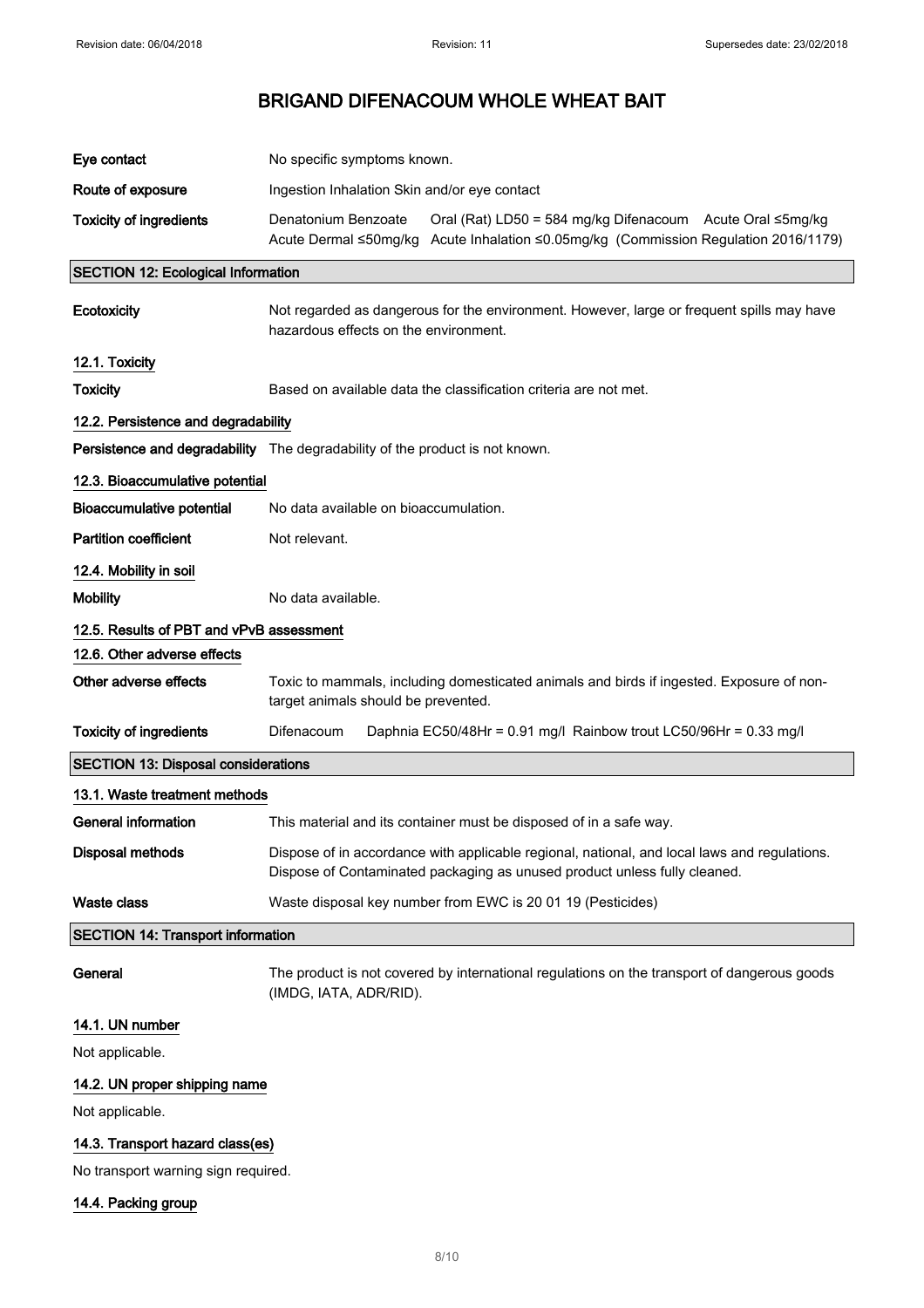# BRIGAND DIFENACOUM WHOLE WHEAT BAIT

| | |
|---|---|
| **Eye contact** | No specific symptoms known. |
| **Route of exposure** | Ingestion Inhalation Skin and/or eye contact |
| **Toxicity of ingredients** | Denatonium Benzoate Oral (Rat) LD50 = 584 mg/kg Difenacoum Acute Oral ≤5mg/kg Acute Dermal ≤50mg/kg Acute Inhalation ≤0.05mg/kg (Commission Regulation 2016/1179) |

## SECTION 12: Ecological Information

**Ecotoxicity** Not regarded as dangerous for the environment. However, large or frequent spills may have hazardous effects on the environment.

### 12.1. Toxicity

**Toxicity** Based on available data the classification criteria are not met.

### 12.2. Persistence and degradability

**Persistence and degradability** The degradability of the product is not known.

### 12.3. Bioaccumulative potential

**Bioaccumulative potential** No data available on bioaccumulation.

**Partition coefficient** Not relevant.

### 12.4. Mobility in soil

**Mobility** No data available.

### 12.5. Results of PBT and vPvB assessment

### 12.6. Other adverse effects

**Other adverse effects** Toxic to mammals, including domesticated animals and birds if ingested. Exposure of non-target animals should be prevented.

**Toxicity of ingredients** Difenacoum Daphnia EC50/48Hr = 0.91 mg/l Rainbow trout LC50/96Hr = 0.33 mg/l

## SECTION 13: Disposal considerations

### 13.1. Waste treatment methods

**General information** This material and its container must be disposed of in a safe way.

**Disposal methods** Dispose of in accordance with applicable regional, national, and local laws and regulations. Dispose of Contaminated packaging as unused product unless fully cleaned.

**Waste class** Waste disposal key number from EWC is 20 01 19 (Pesticides)

## SECTION 14: Transport information

**General** The product is not covered by international regulations on the transport of dangerous goods (IMDG, IATA, ADR/RID).

### 14.1. UN number

Not applicable.

### 14.2. UN proper shipping name

Not applicable.

### 14.3. Transport hazard class(es)

No transport warning sign required.

### 14.4. Packing group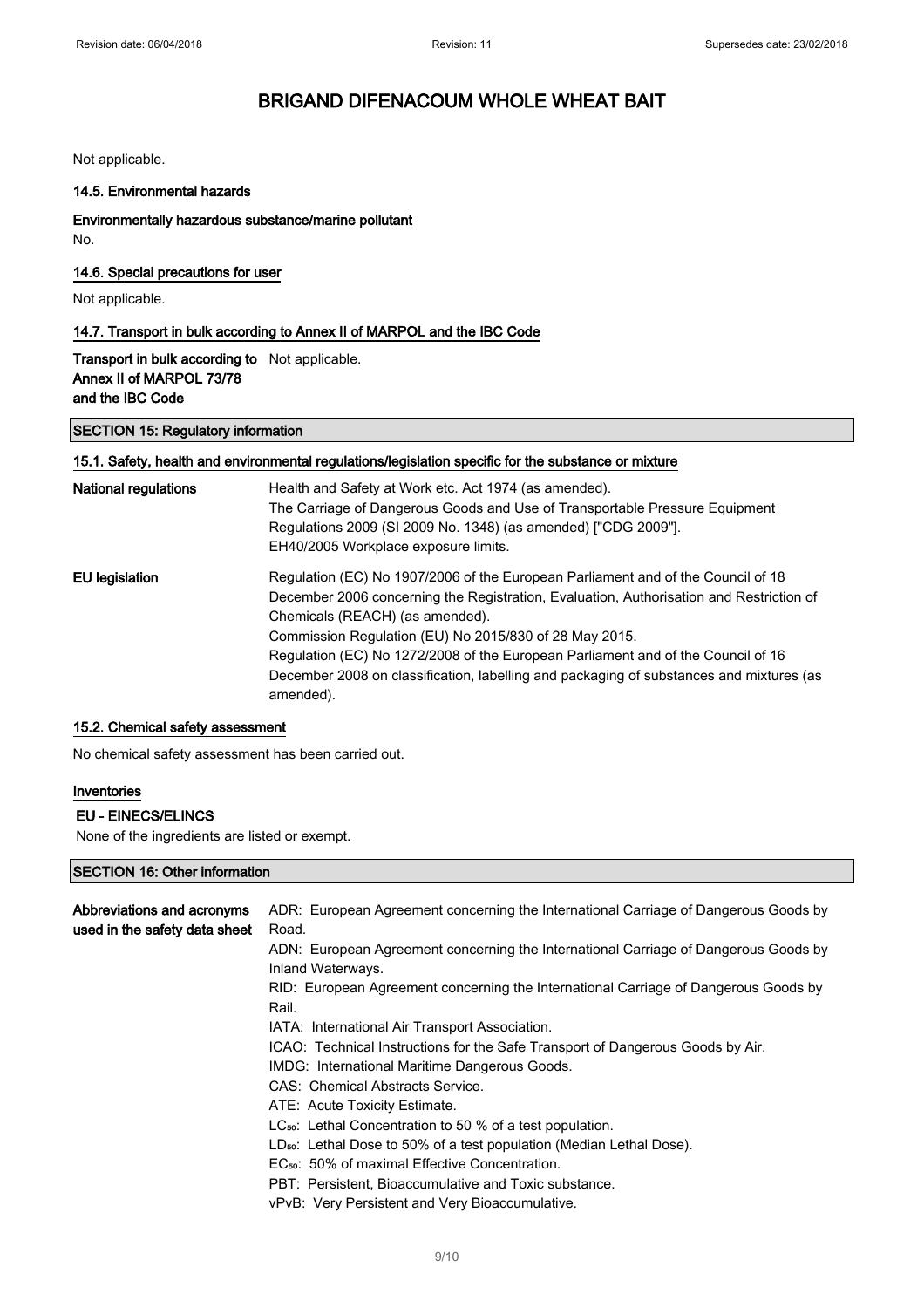Not applicable.

### 14.5. Environmental hazards

**Environmentally hazardous substance/marine pollutant**

No.

### 14.6. Special precautions for user

Not applicable.

### 14.7. Transport in bulk according to Annex II of MARPOL and the IBC Code

**Transport in bulk according to Annex II of MARPOL 73/78 and the IBC Code** Not applicable.

## SECTION 15: Regulatory information

### 15.1. Safety, health and environmental regulations/legislation specific for the substance or mixture

**National regulations**

Health and Safety at Work etc. Act 1974 (as amended).
The Carriage of Dangerous Goods and Use of Transportable Pressure Equipment Regulations 2009 (SI 2009 No. 1348) (as amended) ["CDG 2009"].
EH40/2005 Workplace exposure limits.

**EU legislation**

Regulation (EC) No 1907/2006 of the European Parliament and of the Council of 18 December 2006 concerning the Registration, Evaluation, Authorisation and Restriction of Chemicals (REACH) (as amended).
Commission Regulation (EU) No 2015/830 of 28 May 2015.
Regulation (EC) No 1272/2008 of the European Parliament and of the Council of 16 December 2008 on classification, labelling and packaging of substances and mixtures (as amended).

### 15.2. Chemical safety assessment

No chemical safety assessment has been carried out.

### Inventories

**EU - EINECS/ELINCS**

None of the ingredients are listed or exempt.

## SECTION 16: Other information

**Abbreviations and acronyms used in the safety data sheet**

ADR: European Agreement concerning the International Carriage of Dangerous Goods by Road.
ADN: European Agreement concerning the International Carriage of Dangerous Goods by Inland Waterways.
RID: European Agreement concerning the International Carriage of Dangerous Goods by Rail.
IATA: International Air Transport Association.
ICAO: Technical Instructions for the Safe Transport of Dangerous Goods by Air.
IMDG: International Maritime Dangerous Goods.
CAS: Chemical Abstracts Service.
ATE: Acute Toxicity Estimate.
$LC_{50}$: Lethal Concentration to 50 % of a test population.
$LD_{50}$: Lethal Dose to 50% of a test population (Median Lethal Dose).
$EC_{50}$: 50% of maximal Effective Concentration.
PBT: Persistent, Bioaccumulative and Toxic substance.
vPvB: Very Persistent and Very Bioaccumulative.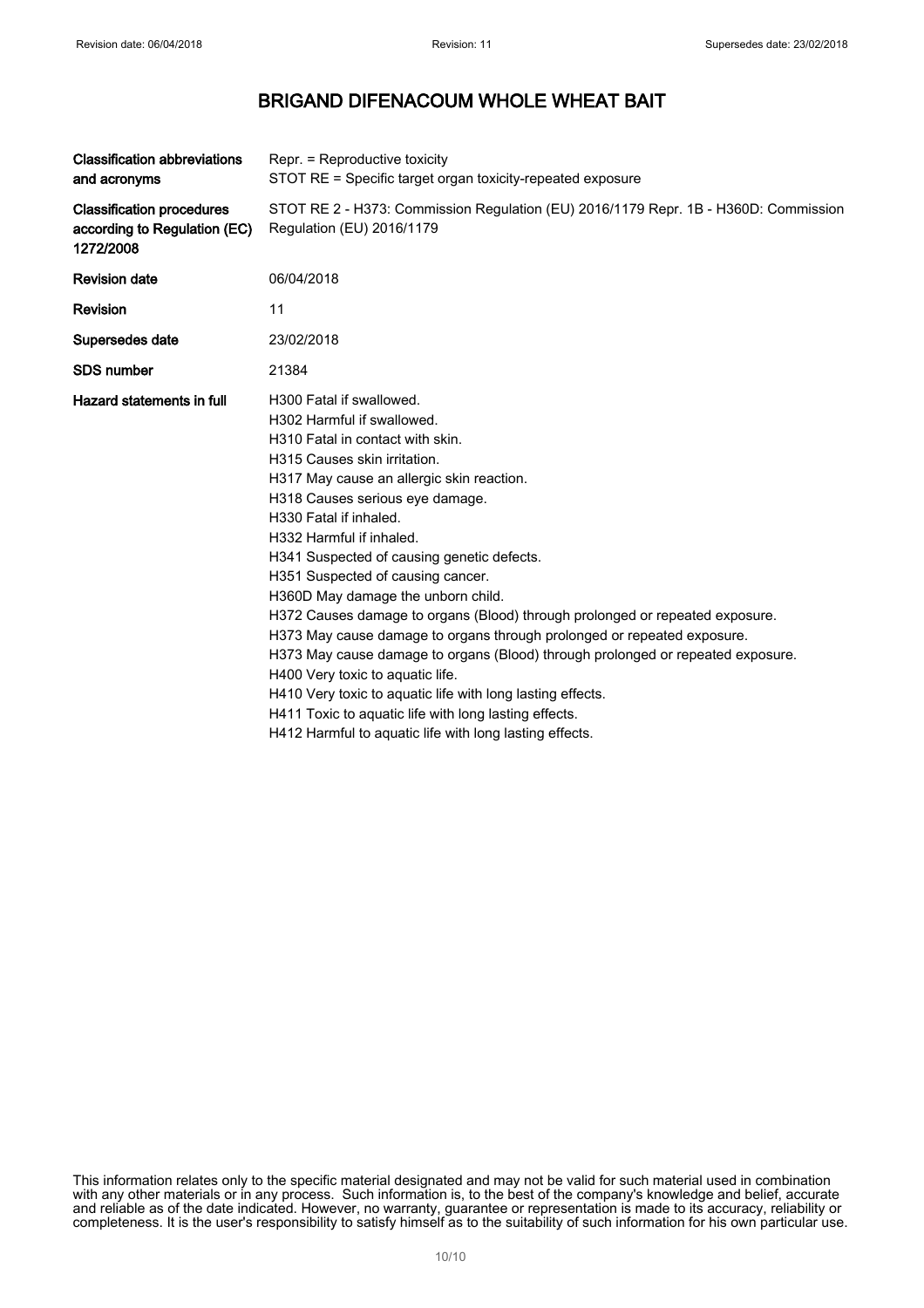# BRIGAND DIFENACOUM WHOLE WHEAT BAIT

| | |
|---|---|
| **Classification abbreviations and acronyms** | Repr. = Reproductive toxicity<br>STOT RE = Specific target organ toxicity-repeated exposure |
| **Classification procedures according to Regulation (EC) 1272/2008** | STOT RE 2 - H373: Commission Regulation (EU) 2016/1179 Repr. 1B - H360D: Commission Regulation (EU) 2016/1179 |
| **Revision date** | 06/04/2018 |
| **Revision** | 11 |
| **Supersedes date** | 23/02/2018 |
| **SDS number** | 21384 |
| **Hazard statements in full** | H300 Fatal if swallowed.<br>H302 Harmful if swallowed.<br>H310 Fatal in contact with skin.<br>H315 Causes skin irritation.<br>H317 May cause an allergic skin reaction.<br>H318 Causes serious eye damage.<br>H330 Fatal if inhaled.<br>H332 Harmful if inhaled.<br>H341 Suspected of causing genetic defects.<br>H351 Suspected of causing cancer.<br>H360D May damage the unborn child.<br>H372 Causes damage to organs (Blood) through prolonged or repeated exposure.<br>H373 May cause damage to organs through prolonged or repeated exposure.<br>H373 May cause damage to organs (Blood) through prolonged or repeated exposure.<br>H400 Very toxic to aquatic life.<br>H410 Very toxic to aquatic life with long lasting effects.<br>H411 Toxic to aquatic life with long lasting effects.<br>H412 Harmful to aquatic life with long lasting effects. |

This information relates only to the specific material designated and may not be valid for such material used in combination with any other materials or in any process. Such information is, to the best of the company's knowledge and belief, accurate and reliable as of the date indicated. However, no warranty, guarantee or representation is made to its accuracy, reliability or completeness. It is the user's responsibility to satisfy himself as to the suitability of such information for his own particular use.